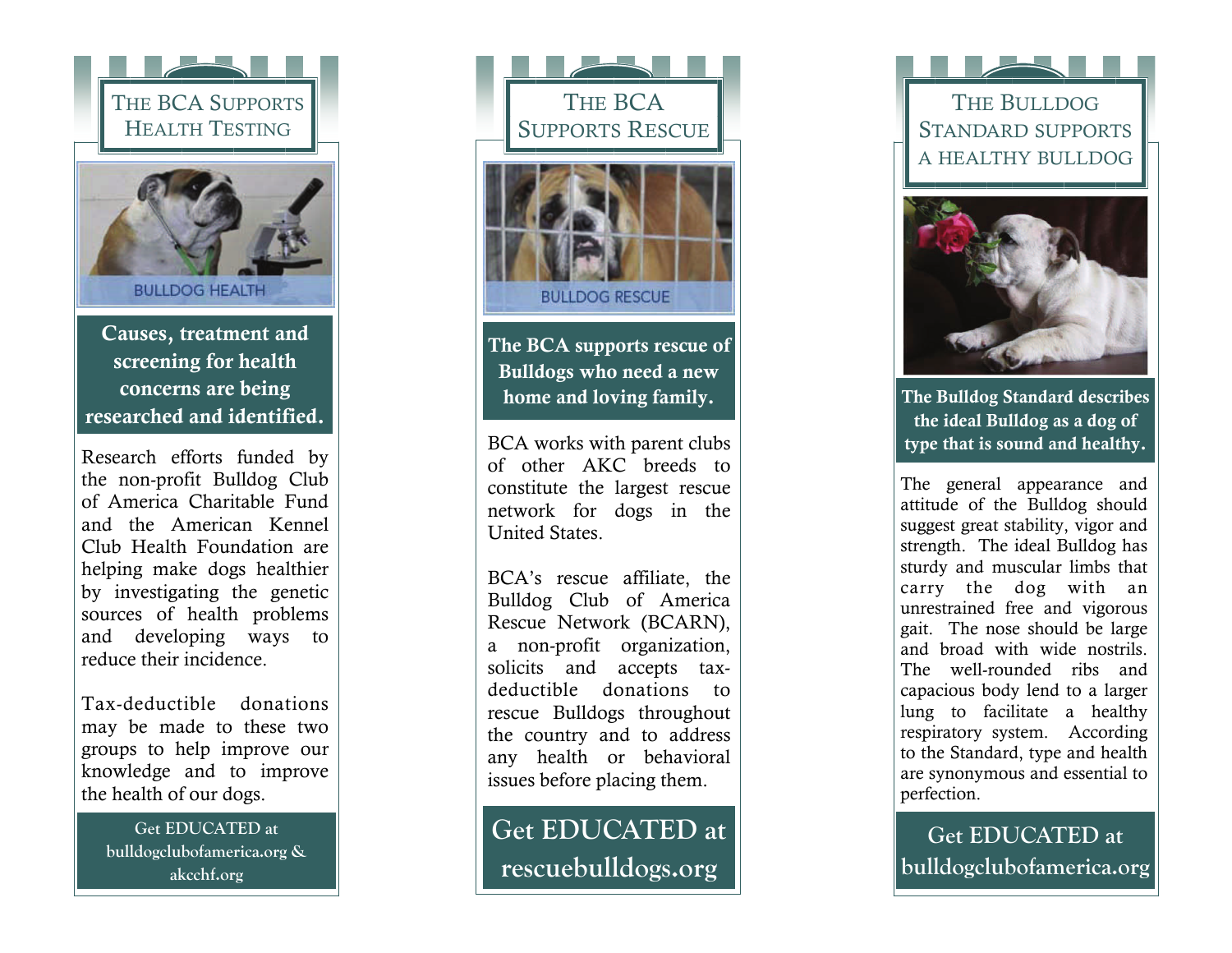# The BCA Supports Health Testing

BULLDOG HEALTH

**Causes, treatment and screening for health concerns are being researched and identified.**

Research efforts funded by the non-profit Bulldog Club of America Charitable Fund and the American Kennel Club Health Foundation are helping make dogs healthier by investigating the genetic sources of health problems and developing ways to reduce their incidence.

Tax-deductible donations may be made to these two groups to help improve our knowledge and to improve the health of our dogs.

**Get EDUCATED at bulldogclubofamerica.org & akcchf.org**

# The BCA Supports Rescue

BULLDOG RESCUE

**The BCA supports rescue of Bulldogs who need a new home and loving family.**

BCA works with parent clubs of other AKC breeds to constitute the largest rescue network for dogs in the United States.

BCA's rescue affiliate, the Bulldog Club of America Rescue Network (BCARN), a non-profit organization, solicits and accepts tax-deductible donations to rescue Bulldogs throughout the country and to address any health or behavioral issues before placing them.

**Get EDUCATED at rescuebulldogs.org**

# The Bulldog Standard Supports a Healthy Bulldog

**The Bulldog Standard describes the ideal Bulldog as a dog of type that is sound and healthy.**

The general appearance and attitude of the Bulldog should suggest great stability, vigor and strength. The ideal Bulldog has sturdy and muscular limbs that carry the dog with an unrestrained free and vigorous gait. The nose should be large and broad with wide nostrils. The well-rounded ribs and capacious body lend to a larger lung to facilitate a healthy respiratory system. According to the Standard, type and health are synonymous and essential to perfection.

**Get EDUCATED at bulldogclubofamerica.org**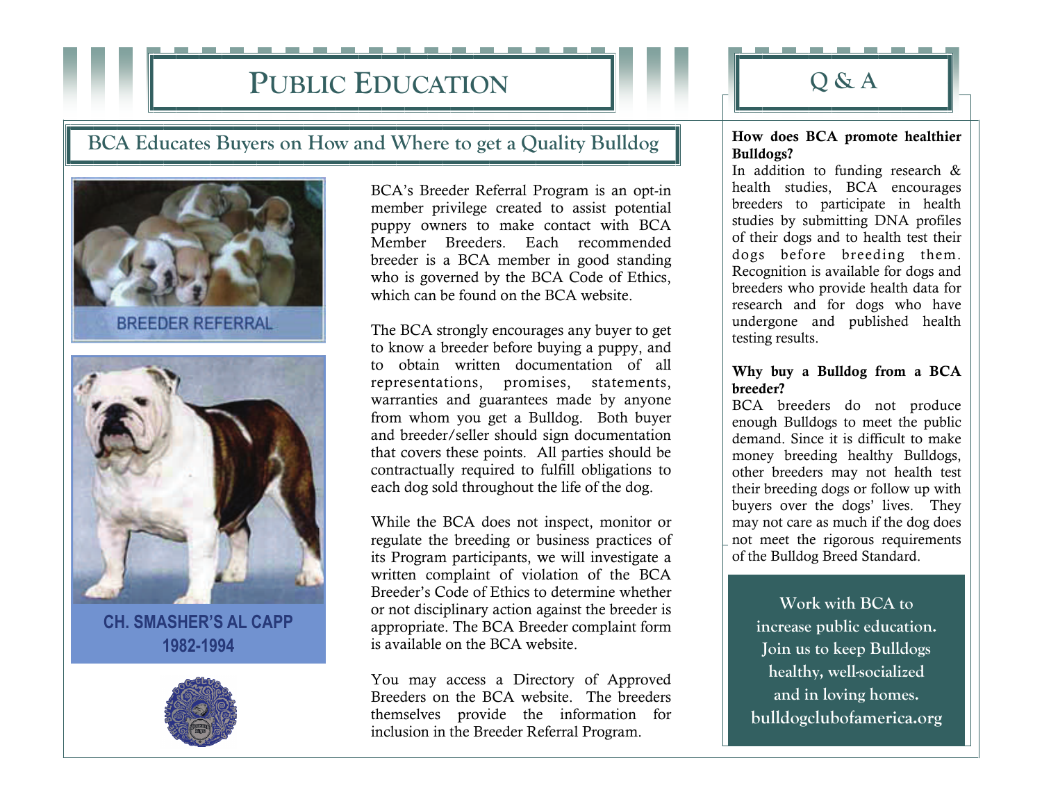# PUBLIC EDUCATION

## BCA Educates Buyers on How and Where to get a Quality Bulldog

BREEDER REFERRAL

CH. SMASHER'S AL CAPP
1982-1994

BCA's Breeder Referral Program is an opt-in member privilege created to assist potential puppy owners to make contact with BCA Member Breeders. Each recommended breeder is a BCA member in good standing who is governed by the BCA Code of Ethics, which can be found on the BCA website.

The BCA strongly encourages any buyer to get to know a breeder before buying a puppy, and to obtain written documentation of all representations, promises, statements, warranties and guarantees made by anyone from whom you get a Bulldog. Both buyer and breeder/seller should sign documentation that covers these points. All parties should be contractually required to fulfill obligations to each dog sold throughout the life of the dog.

While the BCA does not inspect, monitor or regulate the breeding or business practices of its Program participants, we will investigate a written complaint of violation of the BCA Breeder's Code of Ethics to determine whether or not disciplinary action against the breeder is appropriate. The BCA Breeder complaint form is available on the BCA website.

You may access a Directory of Approved Breeders on the BCA website. The breeders themselves provide the information for inclusion in the Breeder Referral Program.

# Q & A

**How does BCA promote healthier Bulldogs?**

In addition to funding research & health studies, BCA encourages breeders to participate in health studies by submitting DNA profiles of their dogs and to health test their dogs before breeding them. Recognition is available for dogs and breeders who provide health data for research and for dogs who have undergone and published health testing results.

**Why buy a Bulldog from a BCA breeder?**

BCA breeders do not produce enough Bulldogs to meet the public demand. Since it is difficult to make money breeding healthy Bulldogs, other breeders may not health test their breeding dogs or follow up with buyers over the dogs' lives. They may not care as much if the dog does not meet the rigorous requirements of the Bulldog Breed Standard.

Work with BCA to increase public education. Join us to keep Bulldogs healthy, well-socialized and in loving homes.
bulldogclubofamerica.org